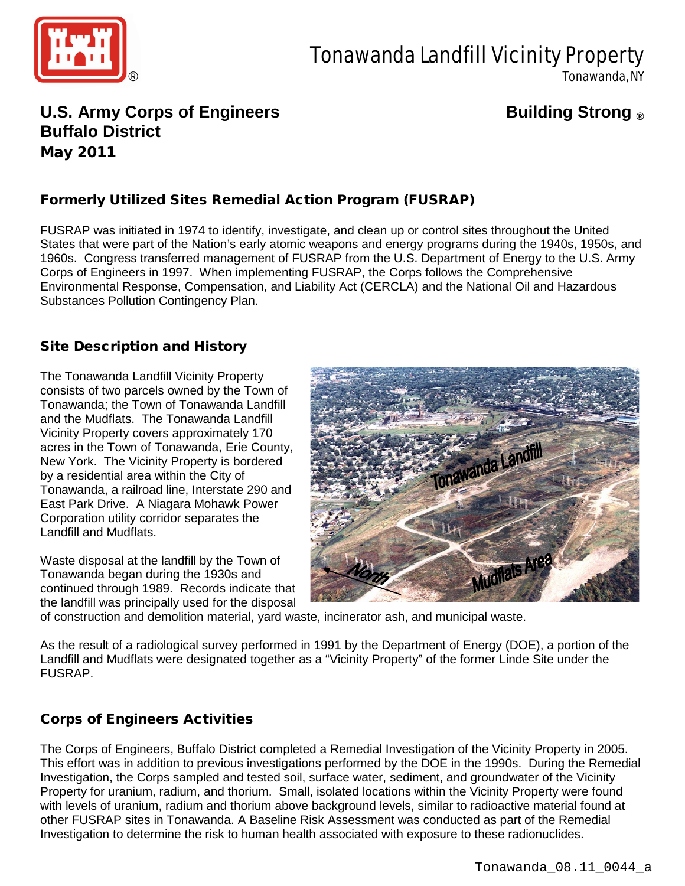# Tonawanda Landfill Vicinity Property

Tonawanda, NY

**U.S. Army Corps of Engineers**
**Buffalo District**
**May 2011**

**Building Strong ®**

## Formerly Utilized Sites Remedial Action Program (FUSRAP)

FUSRAP was initiated in 1974 to identify, investigate, and clean up or control sites throughout the United States that were part of the Nation's early atomic weapons and energy programs during the 1940s, 1950s, and 1960s. Congress transferred management of FUSRAP from the U.S. Department of Energy to the U.S. Army Corps of Engineers in 1997. When implementing FUSRAP, the Corps follows the Comprehensive Environmental Response, Compensation, and Liability Act (CERCLA) and the National Oil and Hazardous Substances Pollution Contingency Plan.

## Site Description and History

The Tonawanda Landfill Vicinity Property consists of two parcels owned by the Town of Tonawanda; the Town of Tonawanda Landfill and the Mudflats. The Tonawanda Landfill Vicinity Property covers approximately 170 acres in the Town of Tonawanda, Erie County, New York. The Vicinity Property is bordered by a residential area within the City of Tonawanda, a railroad line, Interstate 290 and East Park Drive. A Niagara Mohawk Power Corporation utility corridor separates the Landfill and Mudflats.

Waste disposal at the landfill by the Town of Tonawanda began during the 1930s and continued through 1989. Records indicate that the landfill was principally used for the disposal of construction and demolition material, yard waste, incinerator ash, and municipal waste.

As the result of a radiological survey performed in 1991 by the Department of Energy (DOE), a portion of the Landfill and Mudflats were designated together as a "Vicinity Property" of the former Linde Site under the FUSRAP.

## Corps of Engineers Activities

The Corps of Engineers, Buffalo District completed a Remedial Investigation of the Vicinity Property in 2005. This effort was in addition to previous investigations performed by the DOE in the 1990s. During the Remedial Investigation, the Corps sampled and tested soil, surface water, sediment, and groundwater of the Vicinity Property for uranium, radium, and thorium. Small, isolated locations within the Vicinity Property were found with levels of uranium, radium and thorium above background levels, similar to radioactive material found at other FUSRAP sites in Tonawanda. A Baseline Risk Assessment was conducted as part of the Remedial Investigation to determine the risk to human health associated with exposure to these radionuclides.

Tonawanda_08.11_0044_a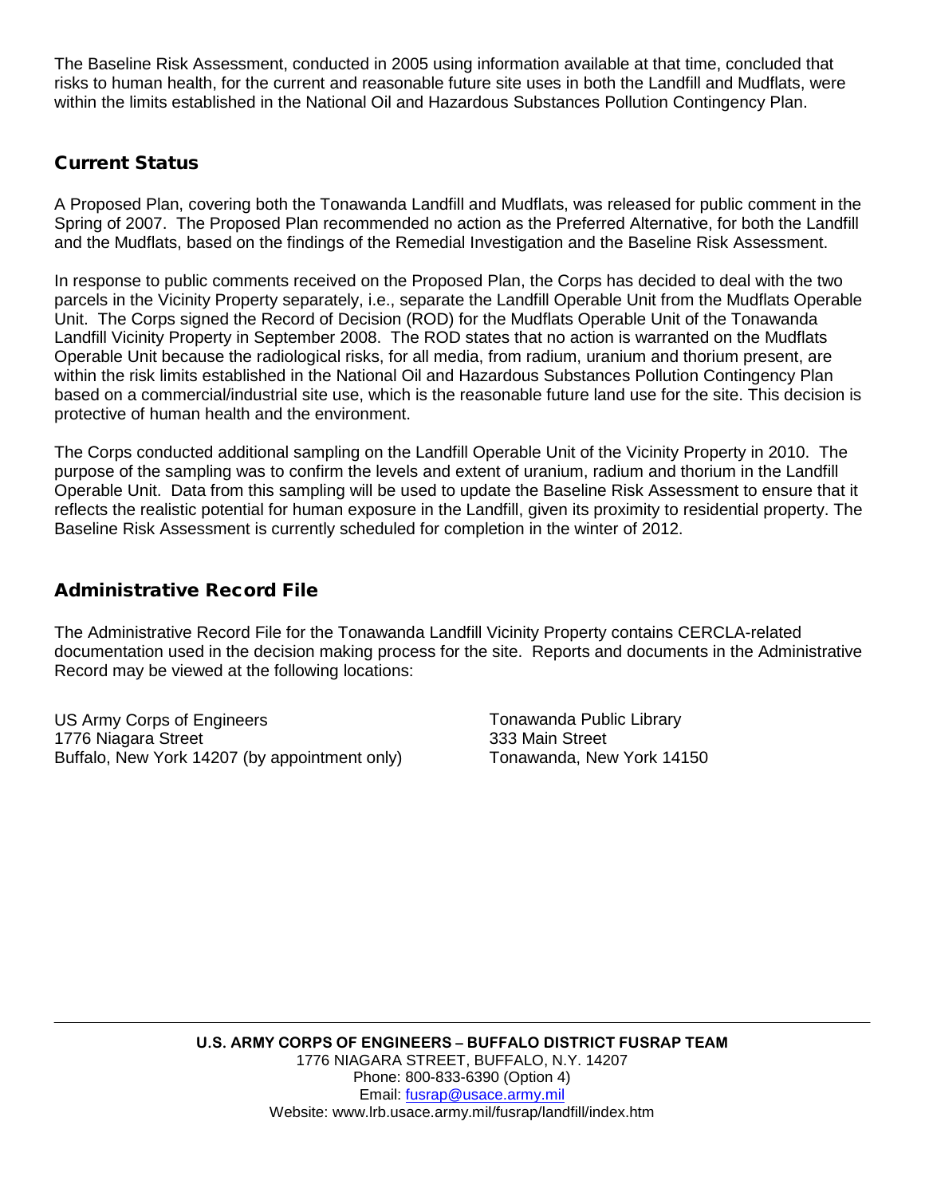The Baseline Risk Assessment, conducted in 2005 using information available at that time, concluded that risks to human health, for the current and reasonable future site uses in both the Landfill and Mudflats, were within the limits established in the National Oil and Hazardous Substances Pollution Contingency Plan.

## Current Status

A Proposed Plan, covering both the Tonawanda Landfill and Mudflats, was released for public comment in the Spring of 2007. The Proposed Plan recommended no action as the Preferred Alternative, for both the Landfill and the Mudflats, based on the findings of the Remedial Investigation and the Baseline Risk Assessment.

In response to public comments received on the Proposed Plan, the Corps has decided to deal with the two parcels in the Vicinity Property separately, i.e., separate the Landfill Operable Unit from the Mudflats Operable Unit. The Corps signed the Record of Decision (ROD) for the Mudflats Operable Unit of the Tonawanda Landfill Vicinity Property in September 2008. The ROD states that no action is warranted on the Mudflats Operable Unit because the radiological risks, for all media, from radium, uranium and thorium present, are within the risk limits established in the National Oil and Hazardous Substances Pollution Contingency Plan based on a commercial/industrial site use, which is the reasonable future land use for the site. This decision is protective of human health and the environment.

The Corps conducted additional sampling on the Landfill Operable Unit of the Vicinity Property in 2010. The purpose of the sampling was to confirm the levels and extent of uranium, radium and thorium in the Landfill Operable Unit. Data from this sampling will be used to update the Baseline Risk Assessment to ensure that it reflects the realistic potential for human exposure in the Landfill, given its proximity to residential property. The Baseline Risk Assessment is currently scheduled for completion in the winter of 2012.

## Administrative Record File

The Administrative Record File for the Tonawanda Landfill Vicinity Property contains CERCLA-related documentation used in the decision making process for the site. Reports and documents in the Administrative Record may be viewed at the following locations:

US Army Corps of Engineers
1776 Niagara Street
Buffalo, New York 14207 (by appointment only)

Tonawanda Public Library
333 Main Street
Tonawanda, New York 14150

**U.S. ARMY CORPS OF ENGINEERS – BUFFALO DISTRICT FUSRAP TEAM**
1776 NIAGARA STREET, BUFFALO, N.Y. 14207
Phone: 800-833-6390 (Option 4)
Email: fusrap@usace.army.mil
Website: www.lrb.usace.army.mil/fusrap/landfill/index.htm